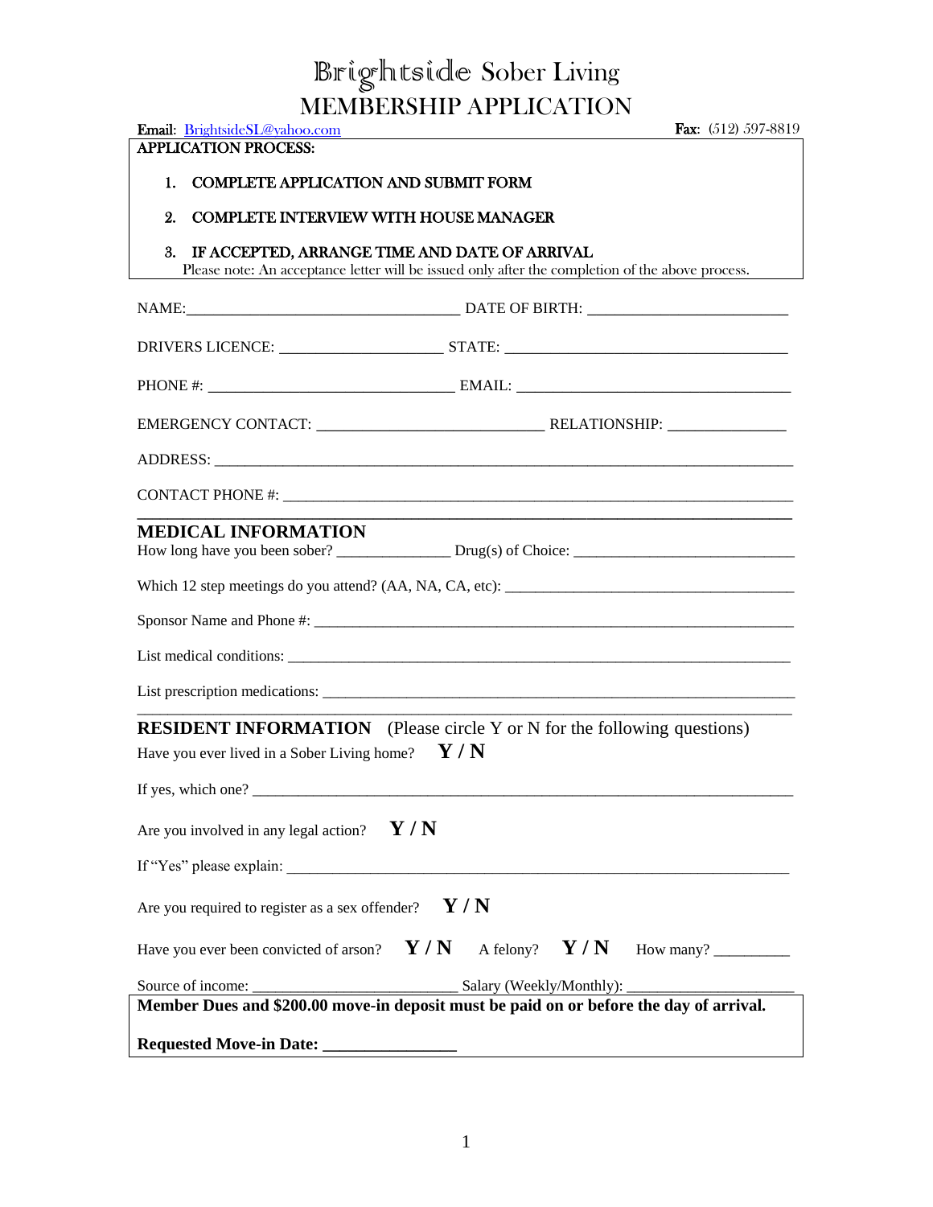# Brightside Sober Living
## MEMBERSHIP APPLICATION

**Email**: BrightsideSL@yahoo.com **Fax**: (512) 597-8819

**APPLICATION PROCESS:**

1. **COMPLETE APPLICATION AND SUBMIT FORM**
2. **COMPLETE INTERVIEW WITH HOUSE MANAGER**
3. **IF ACCEPTED, ARRANGE TIME AND DATE OF ARRIVAL**

Please note: An acceptance letter will be issued only after the completion of the above process.

NAME:___________________________________ DATE OF BIRTH: __________________________

DRIVERS LICENCE: _____________________ STATE: _____________________________________

PHONE #: ________________________________ EMAIL: ___________________________________

EMERGENCY CONTACT: _____________________________ RELATIONSHIP: _______________

ADDRESS: ______________________________________________________________________

CONTACT PHONE #: _______________________________________________________________

## MEDICAL INFORMATION

How long have you been sober? _______________ Drug(s) of Choice: _____________________________

Which 12 step meetings do you attend? (AA, NA, CA, etc): _____________________________________

Sponsor Name and Phone #: _______________________________________________________________

List medical conditions: ___________________________________________________________________

List prescription medications: ______________________________________________________________

## RESIDENT INFORMATION (Please circle Y or N for the following questions)

Have you ever lived in a Sober Living home? **Y / N**

If yes, which one? _______________________________________________________________________

Are you involved in any legal action? **Y / N**

If "Yes" please explain: ___________________________________________________________________

Are you required to register as a sex offender? **Y / N**

Have you ever been convicted of arson? **Y / N** A felony? **Y / N** How many? __________

Source of income: ___________________________ Salary (Weekly/Monthly): ______________________

**Member Dues and $200.00 move-in deposit must be paid on or before the day of arrival.**

**Requested Move-in Date: ________________**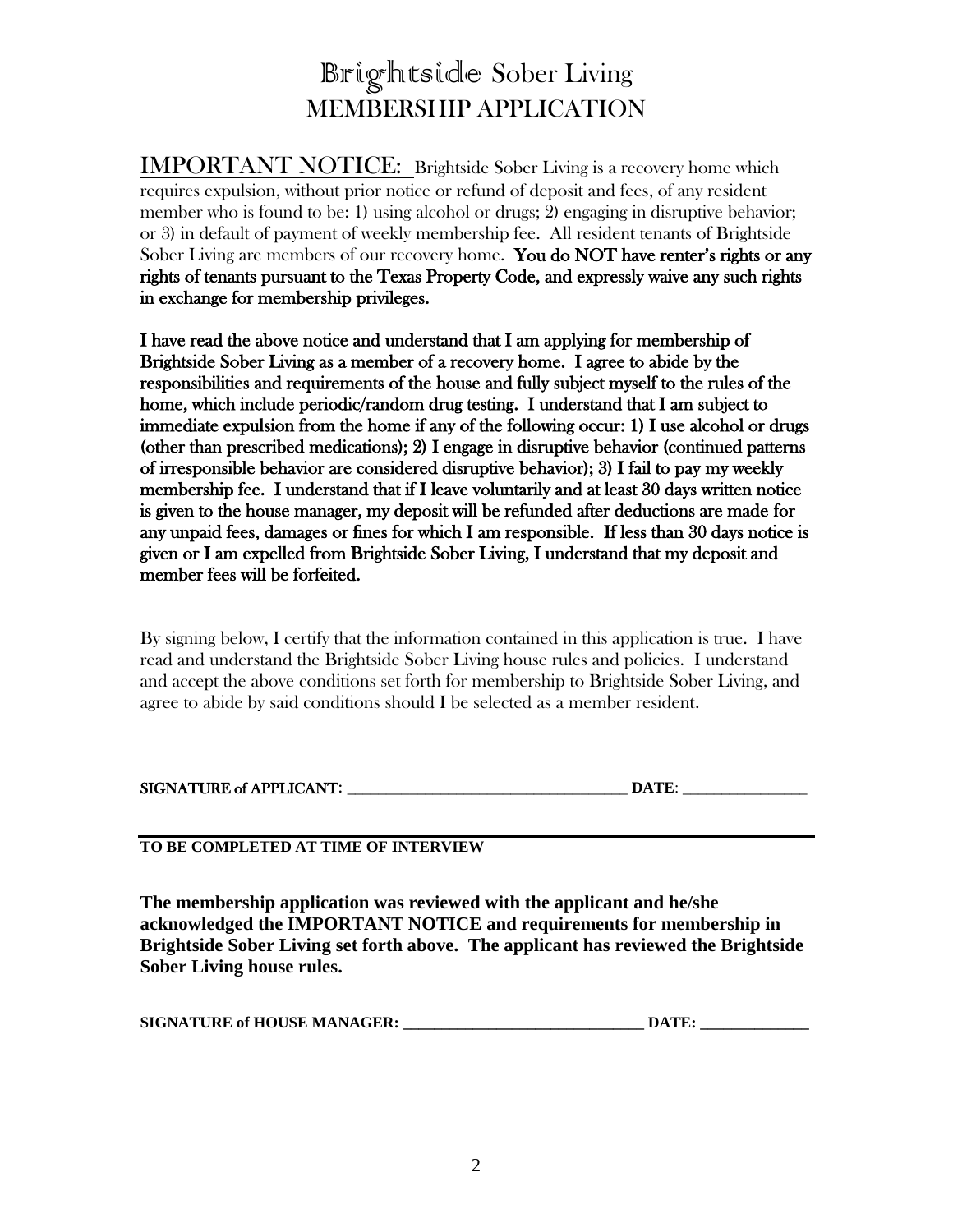# Brightside Sober Living
# MEMBERSHIP APPLICATION

IMPORTANT NOTICE: Brightside Sober Living is a recovery home which requires expulsion, without prior notice or refund of deposit and fees, of any resident member who is found to be: 1) using alcohol or drugs; 2) engaging in disruptive behavior; or 3) in default of payment of weekly membership fee. All resident tenants of Brightside Sober Living are members of our recovery home. **You do NOT have renter's rights or any rights of tenants pursuant to the Texas Property Code, and expressly waive any such rights in exchange for membership privileges.**

**I have read the above notice and understand that I am applying for membership of Brightside Sober Living as a member of a recovery home. I agree to abide by the responsibilities and requirements of the house and fully subject myself to the rules of the home, which include periodic/random drug testing. I understand that I am subject to immediate expulsion from the home if any of the following occur: 1) I use alcohol or drugs (other than prescribed medications); 2) I engage in disruptive behavior (continued patterns of irresponsible behavior are considered disruptive behavior); 3) I fail to pay my weekly membership fee. I understand that if I leave voluntarily and at least 30 days written notice is given to the house manager, my deposit will be refunded after deductions are made for any unpaid fees, damages or fines for which I am responsible. If less than 30 days notice is given or I am expelled from Brightside Sober Living, I understand that my deposit and member fees will be forfeited.**

By signing below, I certify that the information contained in this application is true. I have read and understand the Brightside Sober Living house rules and policies. I understand and accept the above conditions set forth for membership to Brightside Sober Living, and agree to abide by said conditions should I be selected as a member resident.

**SIGNATURE of APPLICANT**: ______________________________________ **DATE**: ________________

**TO BE COMPLETED AT TIME OF INTERVIEW**

**The membership application was reviewed with the applicant and he/she acknowledged the IMPORTANT NOTICE and requirements for membership in Brightside Sober Living set forth above. The applicant has reviewed the Brightside Sober Living house rules.**

**SIGNATURE of HOUSE MANAGER: ______________________________ DATE: ______________**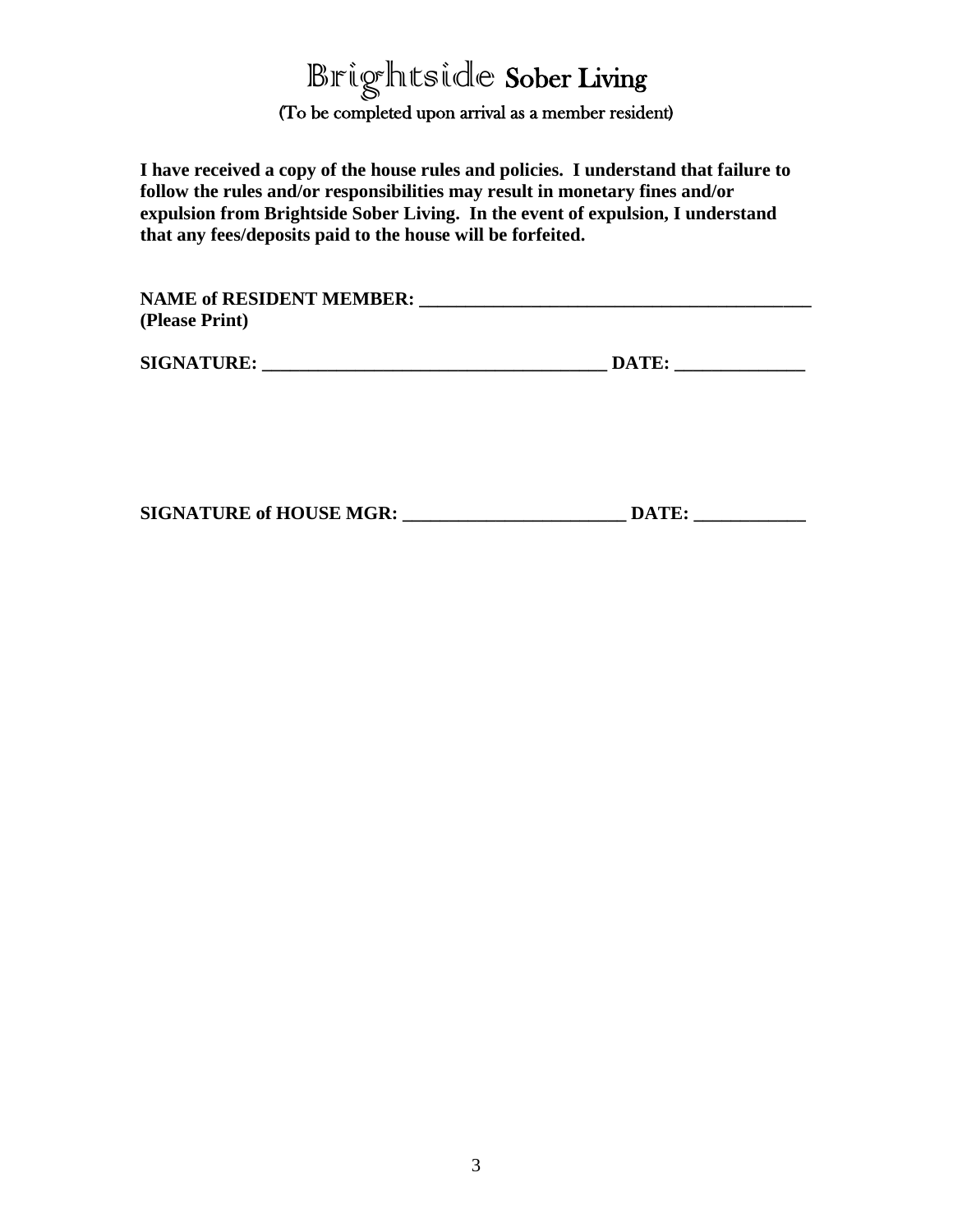# Brightside Sober Living

(To be completed upon arrival as a member resident)

**I have received a copy of the house rules and policies. I understand that failure to follow the rules and/or responsibilities may result in monetary fines and/or expulsion from Brightside Sober Living. In the event of expulsion, I understand that any fees/deposits paid to the house will be forfeited.**

**NAME of RESIDENT MEMBER: ___________________________________________**
**(Please Print)**

**SIGNATURE: ______________________________________ DATE: ______________**

**SIGNATURE of HOUSE MGR: ________________________ DATE: ____________**